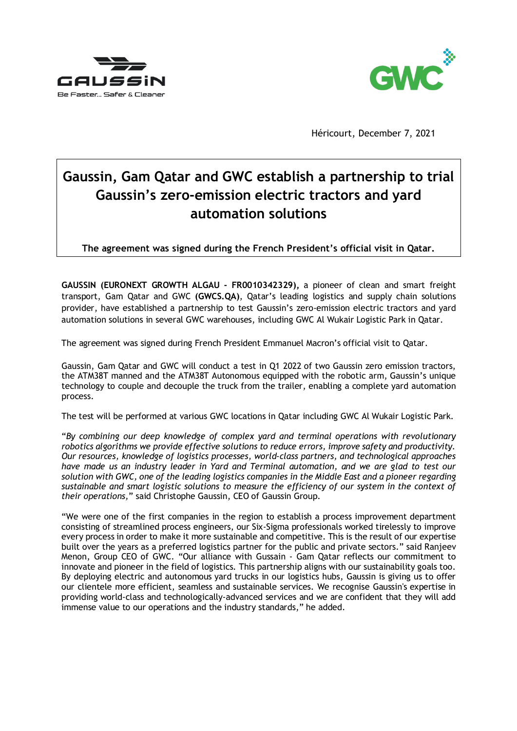Héricourt, December 7, 2021

# Gaussin, Gam Qatar and GWC establish a partnership to trial Gaussin's zero-emission electric tractors and yard automation solutions

**The agreement was signed during the French President's official visit in Qatar.**

**GAUSSIN (EURONEXT GROWTH ALGAU - FR0010342329),** a pioneer of clean and smart freight transport, Gam Qatar and GWC **(GWCS.QA)**, Qatar's leading logistics and supply chain solutions provider, have established a partnership to test Gaussin's zero-emission electric tractors and yard automation solutions in several GWC warehouses, including GWC Al Wukair Logistic Park in Qatar.

The agreement was signed during French President Emmanuel Macron's official visit to Qatar.

Gaussin, Gam Qatar and GWC will conduct a test in Q1 2022 of two Gaussin zero emission tractors, the ATM38T manned and the ATM38T Autonomous equipped with the robotic arm, Gaussin's unique technology to couple and decouple the truck from the trailer, enabling a complete yard automation process.

The test will be performed at various GWC locations in Qatar including GWC Al Wukair Logistic Park.

"*By combining our deep knowledge of complex yard and terminal operations with revolutionary robotics algorithms we provide effective solutions to reduce errors, improve safety and productivity. Our resources, knowledge of logistics processes, world-class partners, and technological approaches have made us an industry leader in Yard and Terminal automation, and we are glad to test our solution with GWC, one of the leading logistics companies in the Middle East and a pioneer regarding sustainable and smart logistic solutions to measure the efficiency of our system in the context of their operations,*" said Christophe Gaussin, CEO of Gaussin Group.

"We were one of the first companies in the region to establish a process improvement department consisting of streamlined process engineers, our Six-Sigma professionals worked tirelessly to improve every process in order to make it more sustainable and competitive. This is the result of our expertise built over the years as a preferred logistics partner for the public and private sectors." said Ranjeev Menon, Group CEO of GWC. "Our alliance with Gussain - Gam Qatar reflects our commitment to innovate and pioneer in the field of logistics. This partnership aligns with our sustainability goals too. By deploying electric and autonomous yard trucks in our logistics hubs, Gaussin is giving us to offer our clientele more efficient, seamless and sustainable services. We recognise Gaussin's expertise in providing world-class and technologically-advanced services and we are confident that they will add immense value to our operations and the industry standards," he added.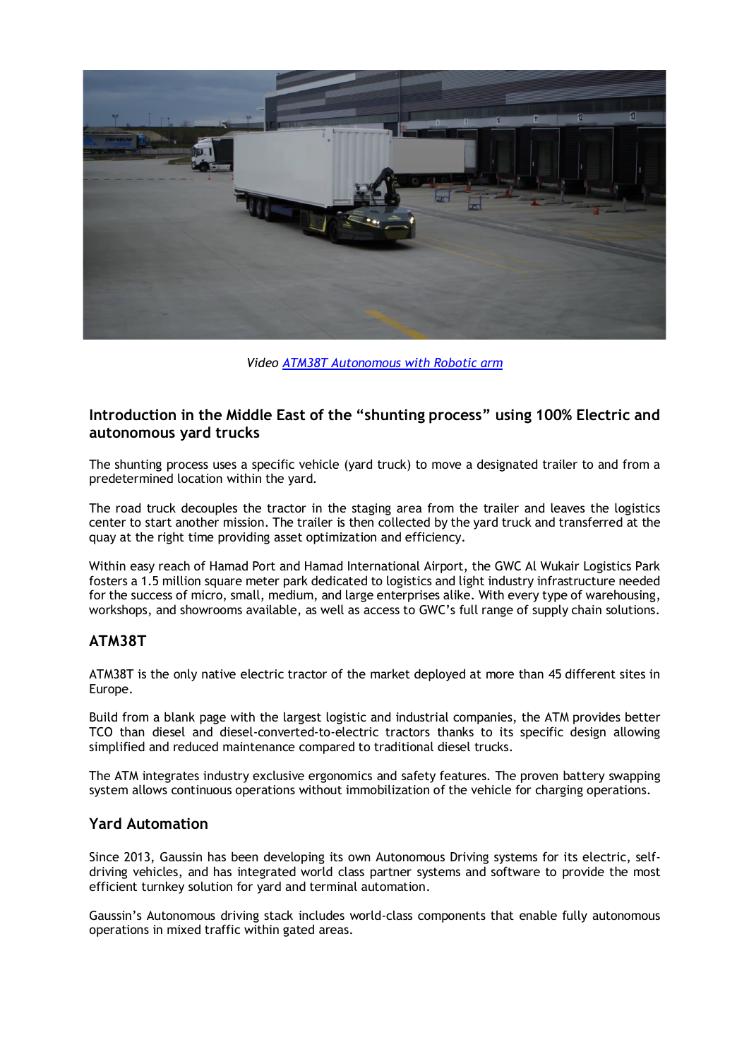*Video ATM38T Autonomous with Robotic arm*

## Introduction in the Middle East of the “shunting process” using 100% Electric and autonomous yard trucks

The shunting process uses a specific vehicle (yard truck) to move a designated trailer to and from a predetermined location within the yard.

The road truck decouples the tractor in the staging area from the trailer and leaves the logistics center to start another mission. The trailer is then collected by the yard truck and transferred at the quay at the right time providing asset optimization and efficiency.

Within easy reach of Hamad Port and Hamad International Airport, the GWC Al Wukair Logistics Park fosters a 1.5 million square meter park dedicated to logistics and light industry infrastructure needed for the success of micro, small, medium, and large enterprises alike. With every type of warehousing, workshops, and showrooms available, as well as access to GWC’s full range of supply chain solutions.

## ATM38T

ATM38T is the only native electric tractor of the market deployed at more than 45 different sites in Europe.

Build from a blank page with the largest logistic and industrial companies, the ATM provides better TCO than diesel and diesel-converted-to-electric tractors thanks to its specific design allowing simplified and reduced maintenance compared to traditional diesel trucks.

The ATM integrates industry exclusive ergonomics and safety features. The proven battery swapping system allows continuous operations without immobilization of the vehicle for charging operations.

## Yard Automation

Since 2013, Gaussin has been developing its own Autonomous Driving systems for its electric, self-driving vehicles, and has integrated world class partner systems and software to provide the most efficient turnkey solution for yard and terminal automation.

Gaussin’s Autonomous driving stack includes world-class components that enable fully autonomous operations in mixed traffic within gated areas.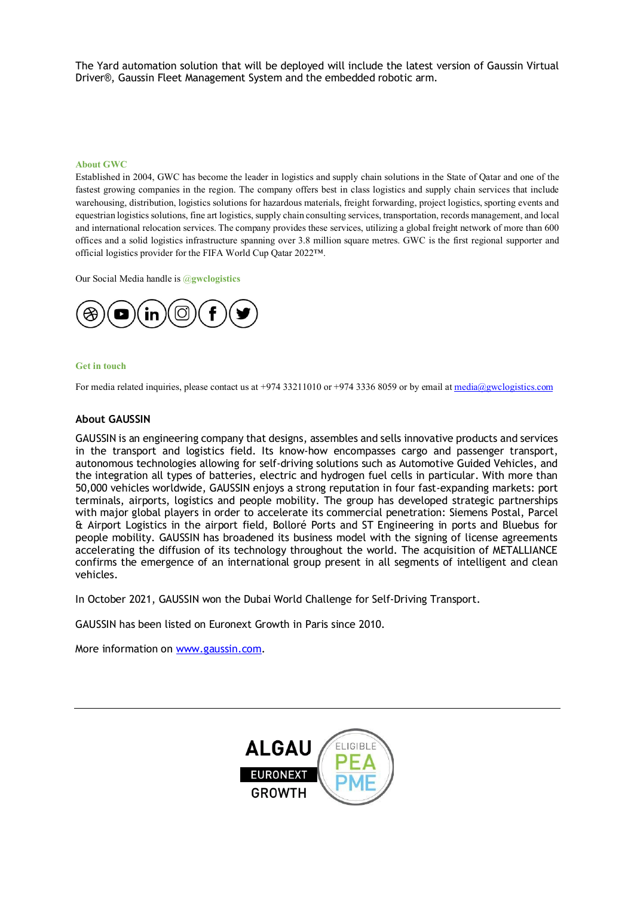The Yard automation solution that will be deployed will include the latest version of Gaussin Virtual Driver®, Gaussin Fleet Management System and the embedded robotic arm.

**About GWC**

Established in 2004, GWC has become the leader in logistics and supply chain solutions in the State of Qatar and one of the fastest growing companies in the region. The company offers best in class logistics and supply chain services that include warehousing, distribution, logistics solutions for hazardous materials, freight forwarding, project logistics, sporting events and equestrian logistics solutions, fine art logistics, supply chain consulting services, transportation, records management, and local and international relocation services. The company provides these services, utilizing a global freight network of more than 600 offices and a solid logistics infrastructure spanning over 3.8 million square metres. GWC is the first regional supporter and official logistics provider for the FIFA World Cup Qatar 2022™.

Our Social Media handle is **@gwclogistics**

**Get in touch**

For media related inquiries, please contact us at +974 33211010 or +974 3336 8059 or by email at media@gwclogistics.com

**About GAUSSIN**

GAUSSIN is an engineering company that designs, assembles and sells innovative products and services in the transport and logistics field. Its know-how encompasses cargo and passenger transport, autonomous technologies allowing for self-driving solutions such as Automotive Guided Vehicles, and the integration all types of batteries, electric and hydrogen fuel cells in particular. With more than 50,000 vehicles worldwide, GAUSSIN enjoys a strong reputation in four fast-expanding markets: port terminals, airports, logistics and people mobility. The group has developed strategic partnerships with major global players in order to accelerate its commercial penetration: Siemens Postal, Parcel & Airport Logistics in the airport field, Bolloré Ports and ST Engineering in ports and Bluebus for people mobility. GAUSSIN has broadened its business model with the signing of license agreements accelerating the diffusion of its technology throughout the world. The acquisition of METALLIANCE confirms the emergence of an international group present in all segments of intelligent and clean vehicles.

In October 2021, GAUSSIN won the Dubai World Challenge for Self-Driving Transport.

GAUSSIN has been listed on Euronext Growth in Paris since 2010.

More information on www.gaussin.com.

ALGAU EURONEXT GROWTH — ELIGIBLE PEA PME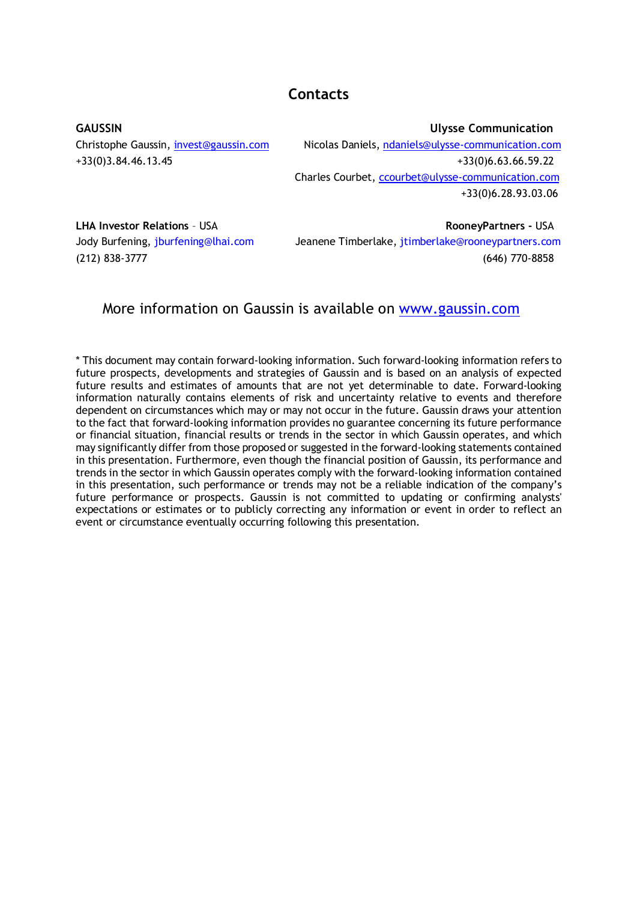## Contacts

**GAUSSIN**
Christophe Gaussin, invest@gaussin.com
+33(0)3.84.46.13.45

**Ulysse Communication**
Nicolas Daniels, ndaniels@ulysse-communication.com
+33(0)6.63.66.59.22
Charles Courbet, ccourbet@ulysse-communication.com
+33(0)6.28.93.03.06

**LHA Investor Relations** – USA
Jody Burfening, jburfening@lhai.com
(212) 838-3777

**RooneyPartners** - USA
Jeanene Timberlake, jtimberlake@rooneypartners.com
(646) 770-8858

More information on Gaussin is available on www.gaussin.com

* This document may contain forward-looking information. Such forward-looking information refers to future prospects, developments and strategies of Gaussin and is based on an analysis of expected future results and estimates of amounts that are not yet determinable to date. Forward-looking information naturally contains elements of risk and uncertainty relative to events and therefore dependent on circumstances which may or may not occur in the future. Gaussin draws your attention to the fact that forward-looking information provides no guarantee concerning its future performance or financial situation, financial results or trends in the sector in which Gaussin operates, and which may significantly differ from those proposed or suggested in the forward-looking statements contained in this presentation. Furthermore, even though the financial position of Gaussin, its performance and trends in the sector in which Gaussin operates comply with the forward-looking information contained in this presentation, such performance or trends may not be a reliable indication of the company's future performance or prospects. Gaussin is not committed to updating or confirming analysts' expectations or estimates or to publicly correcting any information or event in order to reflect an event or circumstance eventually occurring following this presentation.